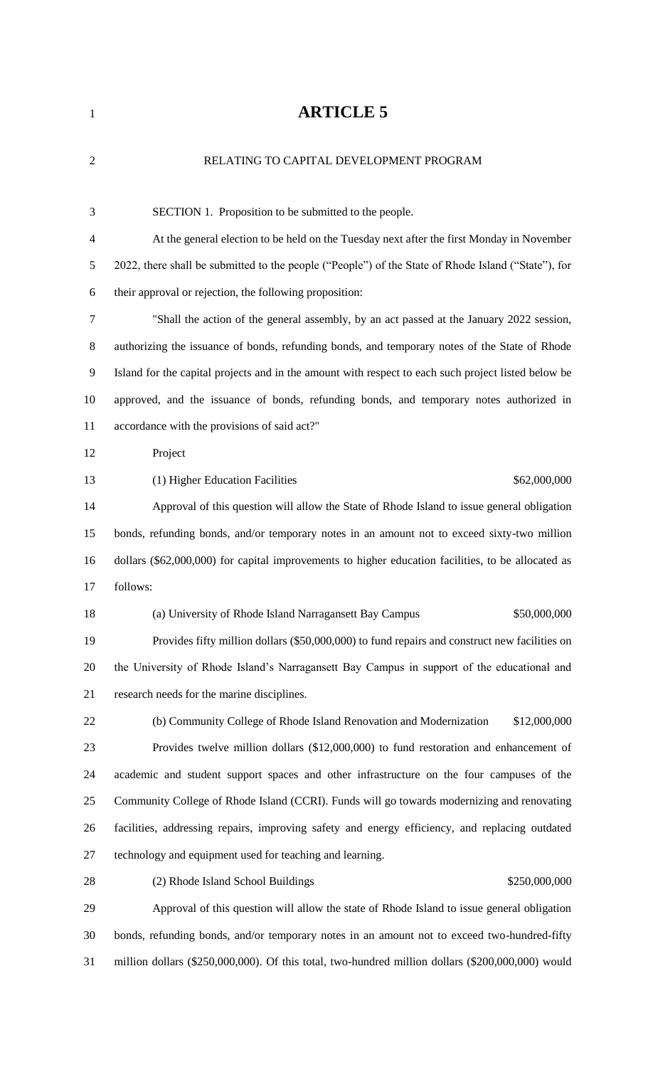# ARTICLE 5

RELATING TO CAPITAL DEVELOPMENT PROGRAM

SECTION 1. Proposition to be submitted to the people.

At the general election to be held on the Tuesday next after the first Monday in November 2022, there shall be submitted to the people ("People") of the State of Rhode Island ("State"), for their approval or rejection, the following proposition:

"Shall the action of the general assembly, by an act passed at the January 2022 session, authorizing the issuance of bonds, refunding bonds, and temporary notes of the State of Rhode Island for the capital projects and in the amount with respect to each such project listed below be approved, and the issuance of bonds, refunding bonds, and temporary notes authorized in accordance with the provisions of said act?"

Project

(1) Higher Education Facilities $62,000,000

Approval of this question will allow the State of Rhode Island to issue general obligation bonds, refunding bonds, and/or temporary notes in an amount not to exceed sixty-two million dollars ($62,000,000) for capital improvements to higher education facilities, to be allocated as follows:

(a) University of Rhode Island Narragansett Bay Campus $50,000,000

Provides fifty million dollars ($50,000,000) to fund repairs and construct new facilities on the University of Rhode Island's Narragansett Bay Campus in support of the educational and research needs for the marine disciplines.

(b) Community College of Rhode Island Renovation and Modernization $12,000,000

Provides twelve million dollars ($12,000,000) to fund restoration and enhancement of academic and student support spaces and other infrastructure on the four campuses of the Community College of Rhode Island (CCRI). Funds will go towards modernizing and renovating facilities, addressing repairs, improving safety and energy efficiency, and replacing outdated technology and equipment used for teaching and learning.

(2) Rhode Island School Buildings $250,000,000

Approval of this question will allow the state of Rhode Island to issue general obligation bonds, refunding bonds, and/or temporary notes in an amount not to exceed two-hundred-fifty million dollars ($250,000,000). Of this total, two-hundred million dollars ($200,000,000) would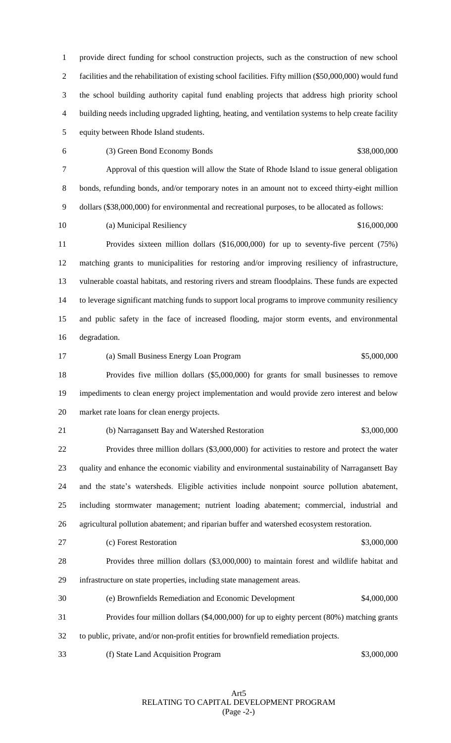provide direct funding for school construction projects, such as the construction of new school facilities and the rehabilitation of existing school facilities. Fifty million ($50,000,000) would fund the school building authority capital fund enabling projects that address high priority school building needs including upgraded lighting, heating, and ventilation systems to help create facility equity between Rhode Island students.

(3) Green Bond Economy Bonds $38,000,000

Approval of this question will allow the State of Rhode Island to issue general obligation bonds, refunding bonds, and/or temporary notes in an amount not to exceed thirty-eight million dollars ($38,000,000) for environmental and recreational purposes, to be allocated as follows:

(a) Municipal Resiliency $16,000,000

Provides sixteen million dollars ($16,000,000) for up to seventy-five percent (75%) matching grants to municipalities for restoring and/or improving resiliency of infrastructure, vulnerable coastal habitats, and restoring rivers and stream floodplains. These funds are expected to leverage significant matching funds to support local programs to improve community resiliency and public safety in the face of increased flooding, major storm events, and environmental degradation.

(a) Small Business Energy Loan Program $5,000,000

Provides five million dollars ($5,000,000) for grants for small businesses to remove impediments to clean energy project implementation and would provide zero interest and below market rate loans for clean energy projects.

(b) Narragansett Bay and Watershed Restoration $3,000,000

Provides three million dollars ($3,000,000) for activities to restore and protect the water quality and enhance the economic viability and environmental sustainability of Narragansett Bay and the state's watersheds. Eligible activities include nonpoint source pollution abatement, including stormwater management; nutrient loading abatement; commercial, industrial and agricultural pollution abatement; and riparian buffer and watershed ecosystem restoration.

(c) Forest Restoration $3,000,000

Provides three million dollars ($3,000,000) to maintain forest and wildlife habitat and infrastructure on state properties, including state management areas.

(e) Brownfields Remediation and Economic Development $4,000,000

Provides four million dollars ($4,000,000) for up to eighty percent (80%) matching grants to public, private, and/or non-profit entities for brownfield remediation projects.

(f) State Land Acquisition Program $3,000,000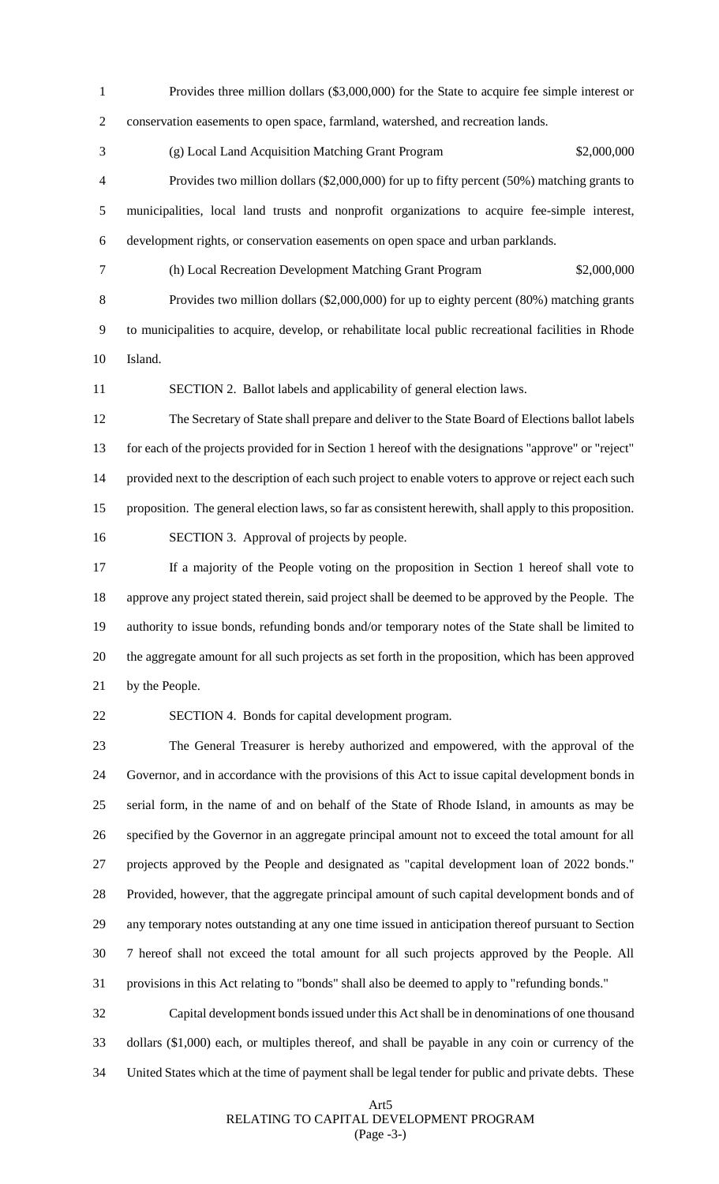Provides three million dollars ($3,000,000) for the State to acquire fee simple interest or conservation easements to open space, farmland, watershed, and recreation lands.

(g) Local Land Acquisition Matching Grant Program $2,000,000

Provides two million dollars ($2,000,000) for up to fifty percent (50%) matching grants to municipalities, local land trusts and nonprofit organizations to acquire fee-simple interest, development rights, or conservation easements on open space and urban parklands.

(h) Local Recreation Development Matching Grant Program $2,000,000

Provides two million dollars ($2,000,000) for up to eighty percent (80%) matching grants to municipalities to acquire, develop, or rehabilitate local public recreational facilities in Rhode Island.

SECTION 2. Ballot labels and applicability of general election laws.

The Secretary of State shall prepare and deliver to the State Board of Elections ballot labels for each of the projects provided for in Section 1 hereof with the designations "approve" or "reject" provided next to the description of each such project to enable voters to approve or reject each such proposition. The general election laws, so far as consistent herewith, shall apply to this proposition.

SECTION 3. Approval of projects by people.

If a majority of the People voting on the proposition in Section 1 hereof shall vote to approve any project stated therein, said project shall be deemed to be approved by the People. The authority to issue bonds, refunding bonds and/or temporary notes of the State shall be limited to the aggregate amount for all such projects as set forth in the proposition, which has been approved by the People.

SECTION 4. Bonds for capital development program.

The General Treasurer is hereby authorized and empowered, with the approval of the Governor, and in accordance with the provisions of this Act to issue capital development bonds in serial form, in the name of and on behalf of the State of Rhode Island, in amounts as may be specified by the Governor in an aggregate principal amount not to exceed the total amount for all projects approved by the People and designated as "capital development loan of 2022 bonds." Provided, however, that the aggregate principal amount of such capital development bonds and of any temporary notes outstanding at any one time issued in anticipation thereof pursuant to Section 7 hereof shall not exceed the total amount for all such projects approved by the People. All provisions in this Act relating to "bonds" shall also be deemed to apply to "refunding bonds."

Capital development bonds issued under this Act shall be in denominations of one thousand dollars ($1,000) each, or multiples thereof, and shall be payable in any coin or currency of the United States which at the time of payment shall be legal tender for public and private debts. These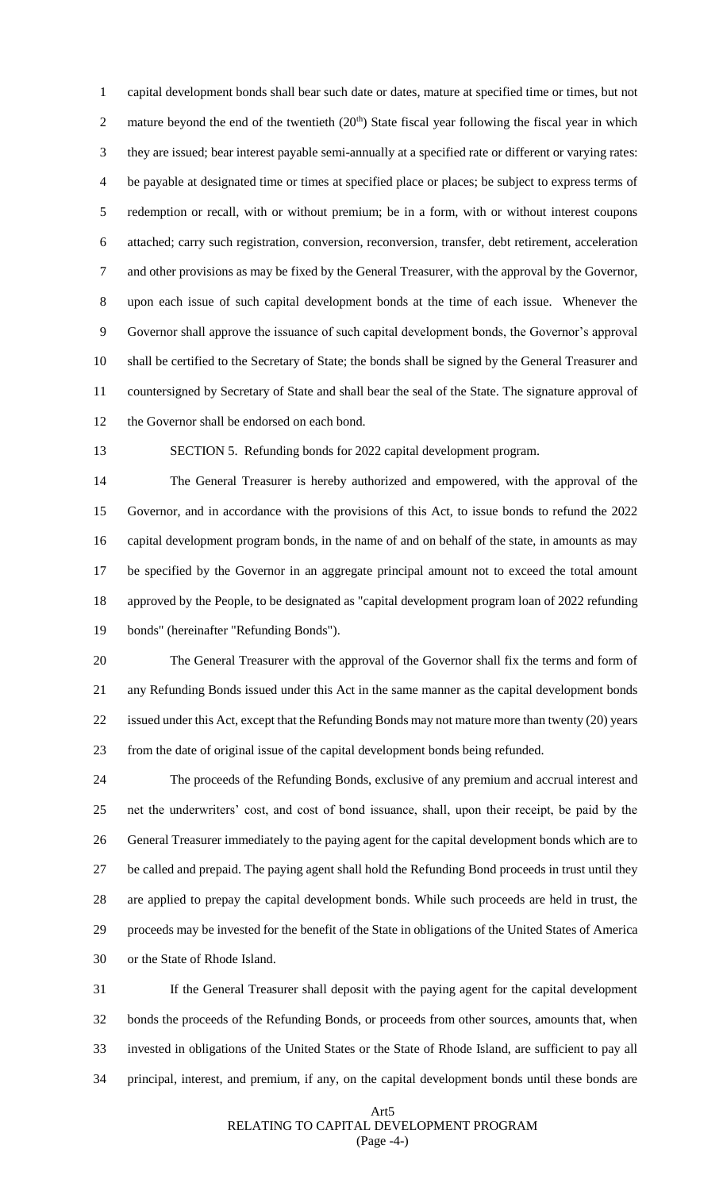capital development bonds shall bear such date or dates, mature at specified time or times, but not mature beyond the end of the twentieth (20th) State fiscal year following the fiscal year in which they are issued; bear interest payable semi-annually at a specified rate or different or varying rates: be payable at designated time or times at specified place or places; be subject to express terms of redemption or recall, with or without premium; be in a form, with or without interest coupons attached; carry such registration, conversion, reconversion, transfer, debt retirement, acceleration and other provisions as may be fixed by the General Treasurer, with the approval by the Governor, upon each issue of such capital development bonds at the time of each issue. Whenever the Governor shall approve the issuance of such capital development bonds, the Governor's approval shall be certified to the Secretary of State; the bonds shall be signed by the General Treasurer and countersigned by Secretary of State and shall bear the seal of the State. The signature approval of the Governor shall be endorsed on each bond.

SECTION 5. Refunding bonds for 2022 capital development program.

The General Treasurer is hereby authorized and empowered, with the approval of the Governor, and in accordance with the provisions of this Act, to issue bonds to refund the 2022 capital development program bonds, in the name of and on behalf of the state, in amounts as may be specified by the Governor in an aggregate principal amount not to exceed the total amount approved by the People, to be designated as "capital development program loan of 2022 refunding bonds" (hereinafter "Refunding Bonds").

The General Treasurer with the approval of the Governor shall fix the terms and form of any Refunding Bonds issued under this Act in the same manner as the capital development bonds issued under this Act, except that the Refunding Bonds may not mature more than twenty (20) years from the date of original issue of the capital development bonds being refunded.

The proceeds of the Refunding Bonds, exclusive of any premium and accrual interest and net the underwriters' cost, and cost of bond issuance, shall, upon their receipt, be paid by the General Treasurer immediately to the paying agent for the capital development bonds which are to be called and prepaid. The paying agent shall hold the Refunding Bond proceeds in trust until they are applied to prepay the capital development bonds. While such proceeds are held in trust, the proceeds may be invested for the benefit of the State in obligations of the United States of America or the State of Rhode Island.

If the General Treasurer shall deposit with the paying agent for the capital development bonds the proceeds of the Refunding Bonds, or proceeds from other sources, amounts that, when invested in obligations of the United States or the State of Rhode Island, are sufficient to pay all principal, interest, and premium, if any, on the capital development bonds until these bonds are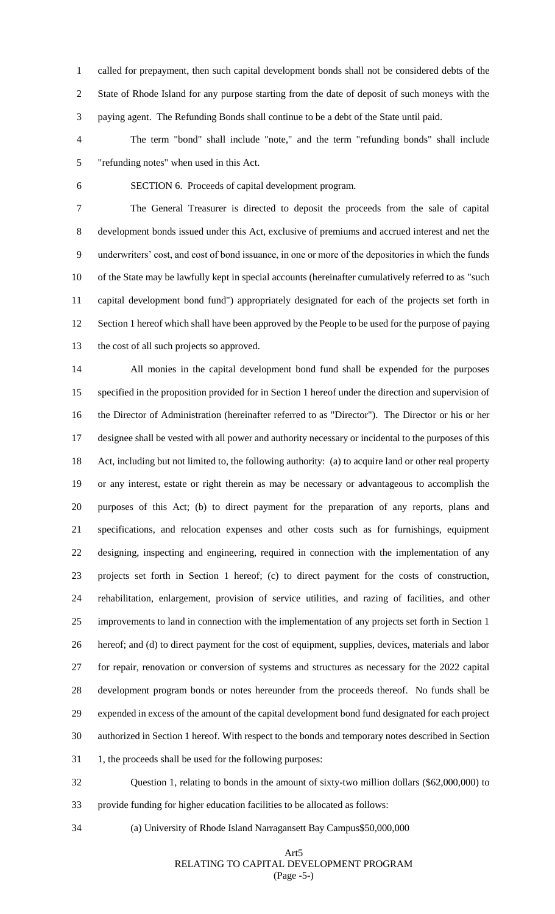called for prepayment, then such capital development bonds shall not be considered debts of the State of Rhode Island for any purpose starting from the date of deposit of such moneys with the paying agent. The Refunding Bonds shall continue to be a debt of the State until paid.

The term "bond" shall include "note," and the term "refunding bonds" shall include "refunding notes" when used in this Act.

SECTION 6. Proceeds of capital development program.

The General Treasurer is directed to deposit the proceeds from the sale of capital development bonds issued under this Act, exclusive of premiums and accrued interest and net the underwriters' cost, and cost of bond issuance, in one or more of the depositories in which the funds of the State may be lawfully kept in special accounts (hereinafter cumulatively referred to as "such capital development bond fund") appropriately designated for each of the projects set forth in Section 1 hereof which shall have been approved by the People to be used for the purpose of paying the cost of all such projects so approved.

All monies in the capital development bond fund shall be expended for the purposes specified in the proposition provided for in Section 1 hereof under the direction and supervision of the Director of Administration (hereinafter referred to as "Director"). The Director or his or her designee shall be vested with all power and authority necessary or incidental to the purposes of this Act, including but not limited to, the following authority: (a) to acquire land or other real property or any interest, estate or right therein as may be necessary or advantageous to accomplish the purposes of this Act; (b) to direct payment for the preparation of any reports, plans and specifications, and relocation expenses and other costs such as for furnishings, equipment designing, inspecting and engineering, required in connection with the implementation of any projects set forth in Section 1 hereof; (c) to direct payment for the costs of construction, rehabilitation, enlargement, provision of service utilities, and razing of facilities, and other improvements to land in connection with the implementation of any projects set forth in Section 1 hereof; and (d) to direct payment for the cost of equipment, supplies, devices, materials and labor for repair, renovation or conversion of systems and structures as necessary for the 2022 capital development program bonds or notes hereunder from the proceeds thereof. No funds shall be expended in excess of the amount of the capital development bond fund designated for each project authorized in Section 1 hereof. With respect to the bonds and temporary notes described in Section 1, the proceeds shall be used for the following purposes:

Question 1, relating to bonds in the amount of sixty-two million dollars ($62,000,000) to provide funding for higher education facilities to be allocated as follows:

(a) University of Rhode Island Narragansett Bay Campus $50,000,000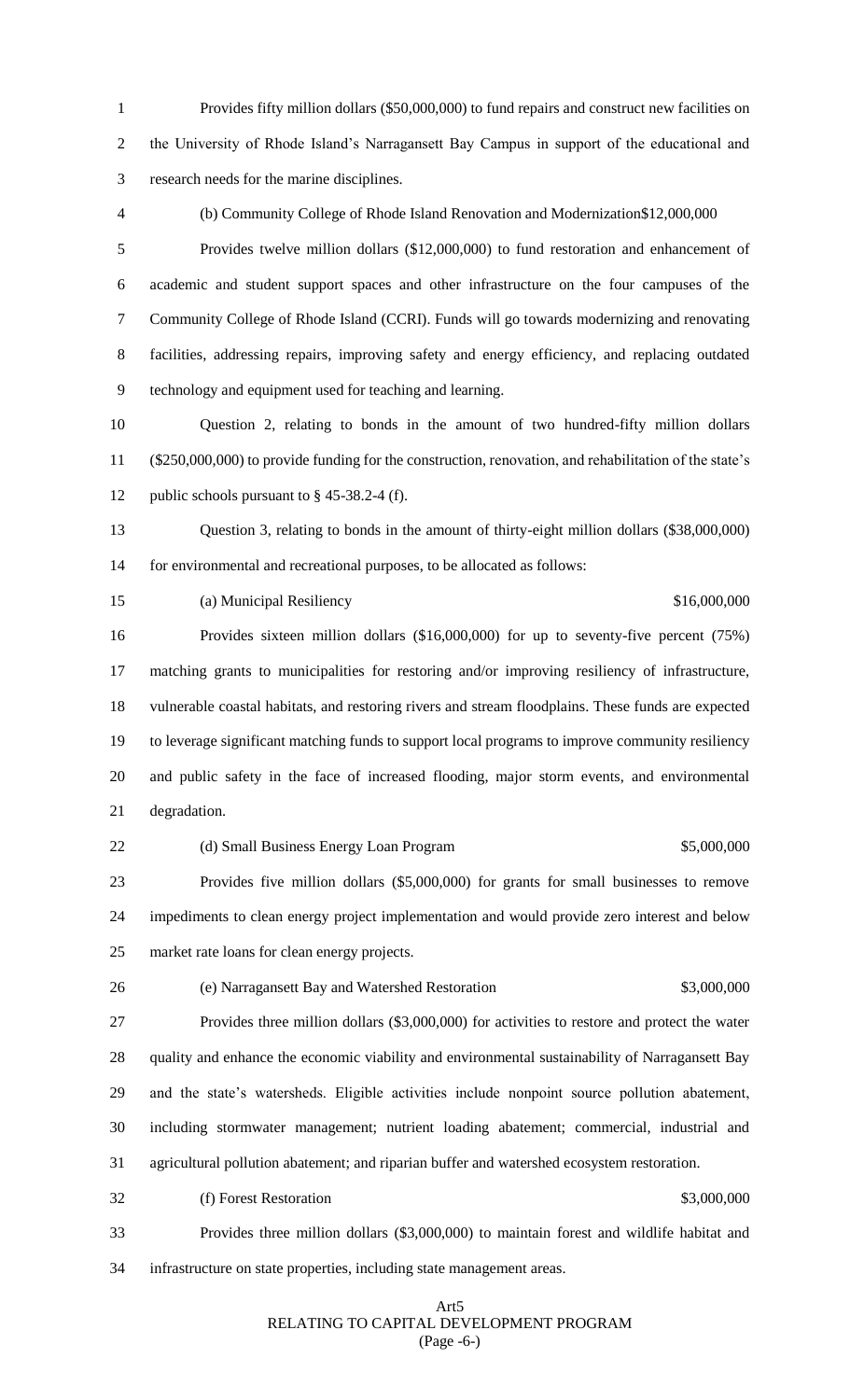Provides fifty million dollars ($50,000,000) to fund repairs and construct new facilities on the University of Rhode Island's Narragansett Bay Campus in support of the educational and research needs for the marine disciplines.

(b) Community College of Rhode Island Renovation and Modernization$12,000,000

Provides twelve million dollars ($12,000,000) to fund restoration and enhancement of academic and student support spaces and other infrastructure on the four campuses of the Community College of Rhode Island (CCRI). Funds will go towards modernizing and renovating facilities, addressing repairs, improving safety and energy efficiency, and replacing outdated technology and equipment used for teaching and learning.

Question 2, relating to bonds in the amount of two hundred-fifty million dollars ($250,000,000) to provide funding for the construction, renovation, and rehabilitation of the state's public schools pursuant to § 45-38.2-4 (f).

Question 3, relating to bonds in the amount of thirty-eight million dollars ($38,000,000) for environmental and recreational purposes, to be allocated as follows:

(a) Municipal Resiliency $16,000,000

Provides sixteen million dollars ($16,000,000) for up to seventy-five percent (75%) matching grants to municipalities for restoring and/or improving resiliency of infrastructure, vulnerable coastal habitats, and restoring rivers and stream floodplains. These funds are expected to leverage significant matching funds to support local programs to improve community resiliency and public safety in the face of increased flooding, major storm events, and environmental degradation.

(d) Small Business Energy Loan Program $5,000,000

Provides five million dollars ($5,000,000) for grants for small businesses to remove impediments to clean energy project implementation and would provide zero interest and below market rate loans for clean energy projects.

(e) Narragansett Bay and Watershed Restoration $3,000,000

Provides three million dollars ($3,000,000) for activities to restore and protect the water quality and enhance the economic viability and environmental sustainability of Narragansett Bay and the state's watersheds. Eligible activities include nonpoint source pollution abatement, including stormwater management; nutrient loading abatement; commercial, industrial and agricultural pollution abatement; and riparian buffer and watershed ecosystem restoration.

(f) Forest Restoration $3,000,000

Provides three million dollars ($3,000,000) to maintain forest and wildlife habitat and infrastructure on state properties, including state management areas.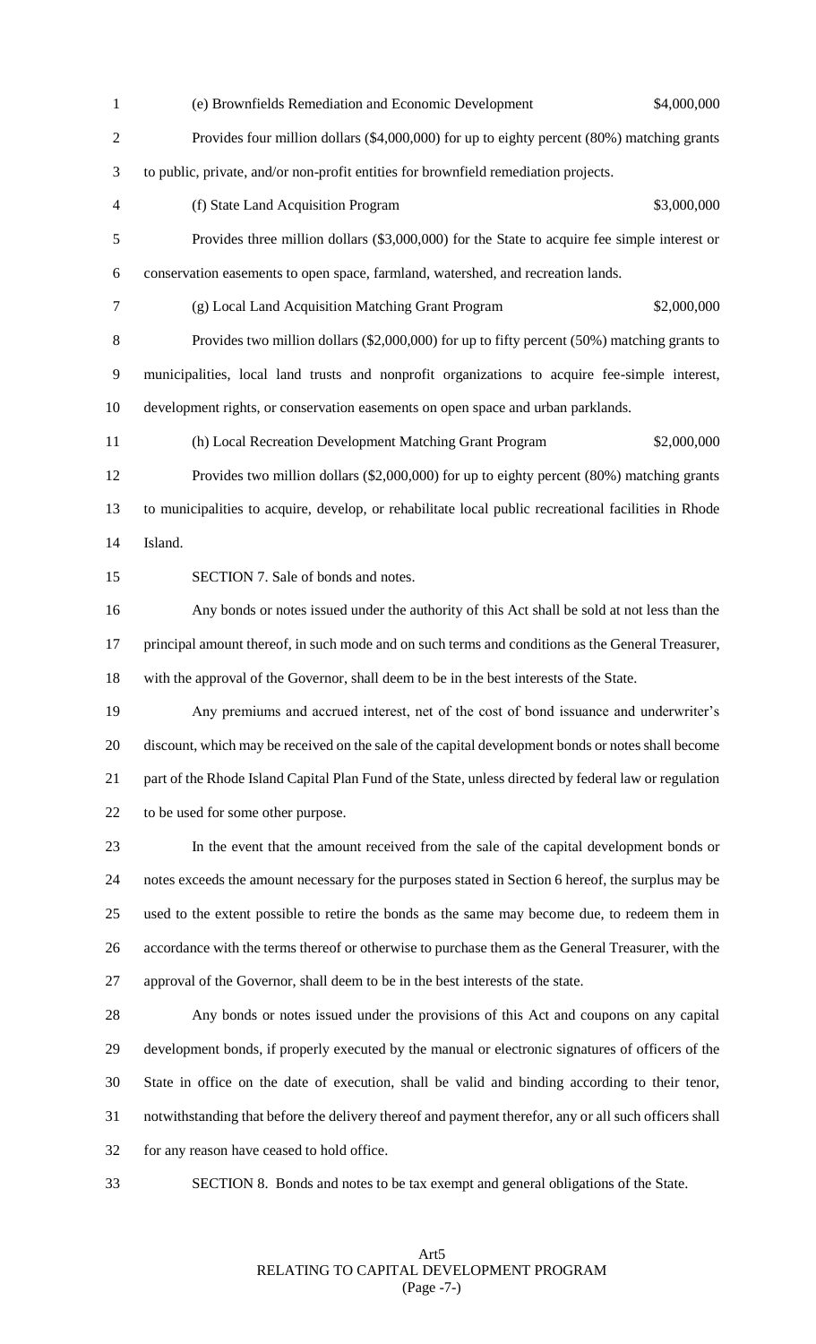(e) Brownfields Remediation and Economic Development $4,000,000

Provides four million dollars ($4,000,000) for up to eighty percent (80%) matching grants to public, private, and/or non-profit entities for brownfield remediation projects.

(f) State Land Acquisition Program $3,000,000

Provides three million dollars ($3,000,000) for the State to acquire fee simple interest or conservation easements to open space, farmland, watershed, and recreation lands.

(g) Local Land Acquisition Matching Grant Program $2,000,000

Provides two million dollars ($2,000,000) for up to fifty percent (50%) matching grants to municipalities, local land trusts and nonprofit organizations to acquire fee-simple interest, development rights, or conservation easements on open space and urban parklands.

(h) Local Recreation Development Matching Grant Program $2,000,000

Provides two million dollars ($2,000,000) for up to eighty percent (80%) matching grants to municipalities to acquire, develop, or rehabilitate local public recreational facilities in Rhode Island.

SECTION 7. Sale of bonds and notes.

Any bonds or notes issued under the authority of this Act shall be sold at not less than the principal amount thereof, in such mode and on such terms and conditions as the General Treasurer, with the approval of the Governor, shall deem to be in the best interests of the State.

Any premiums and accrued interest, net of the cost of bond issuance and underwriter's discount, which may be received on the sale of the capital development bonds or notes shall become part of the Rhode Island Capital Plan Fund of the State, unless directed by federal law or regulation to be used for some other purpose.

In the event that the amount received from the sale of the capital development bonds or notes exceeds the amount necessary for the purposes stated in Section 6 hereof, the surplus may be used to the extent possible to retire the bonds as the same may become due, to redeem them in accordance with the terms thereof or otherwise to purchase them as the General Treasurer, with the approval of the Governor, shall deem to be in the best interests of the state.

Any bonds or notes issued under the provisions of this Act and coupons on any capital development bonds, if properly executed by the manual or electronic signatures of officers of the State in office on the date of execution, shall be valid and binding according to their tenor, notwithstanding that before the delivery thereof and payment therefor, any or all such officers shall for any reason have ceased to hold office.

SECTION 8. Bonds and notes to be tax exempt and general obligations of the State.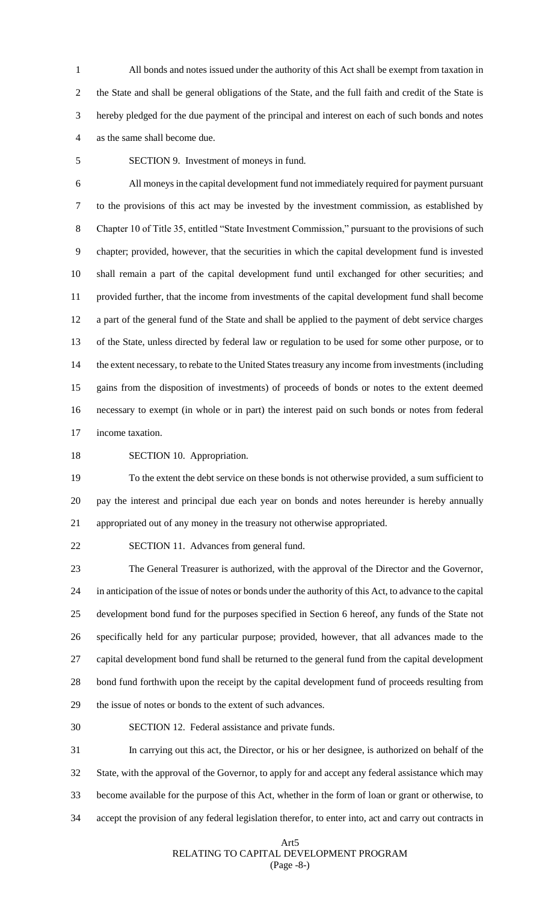All bonds and notes issued under the authority of this Act shall be exempt from taxation in the State and shall be general obligations of the State, and the full faith and credit of the State is hereby pledged for the due payment of the principal and interest on each of such bonds and notes as the same shall become due.

SECTION 9. Investment of moneys in fund.

All moneys in the capital development fund not immediately required for payment pursuant to the provisions of this act may be invested by the investment commission, as established by Chapter 10 of Title 35, entitled "State Investment Commission," pursuant to the provisions of such chapter; provided, however, that the securities in which the capital development fund is invested shall remain a part of the capital development fund until exchanged for other securities; and provided further, that the income from investments of the capital development fund shall become a part of the general fund of the State and shall be applied to the payment of debt service charges of the State, unless directed by federal law or regulation to be used for some other purpose, or to the extent necessary, to rebate to the United States treasury any income from investments (including gains from the disposition of investments) of proceeds of bonds or notes to the extent deemed necessary to exempt (in whole or in part) the interest paid on such bonds or notes from federal income taxation.

SECTION 10. Appropriation.

To the extent the debt service on these bonds is not otherwise provided, a sum sufficient to pay the interest and principal due each year on bonds and notes hereunder is hereby annually appropriated out of any money in the treasury not otherwise appropriated.

SECTION 11. Advances from general fund.

The General Treasurer is authorized, with the approval of the Director and the Governor, in anticipation of the issue of notes or bonds under the authority of this Act, to advance to the capital development bond fund for the purposes specified in Section 6 hereof, any funds of the State not specifically held for any particular purpose; provided, however, that all advances made to the capital development bond fund shall be returned to the general fund from the capital development bond fund forthwith upon the receipt by the capital development fund of proceeds resulting from the issue of notes or bonds to the extent of such advances.

SECTION 12. Federal assistance and private funds.

In carrying out this act, the Director, or his or her designee, is authorized on behalf of the State, with the approval of the Governor, to apply for and accept any federal assistance which may become available for the purpose of this Act, whether in the form of loan or grant or otherwise, to accept the provision of any federal legislation therefor, to enter into, act and carry out contracts in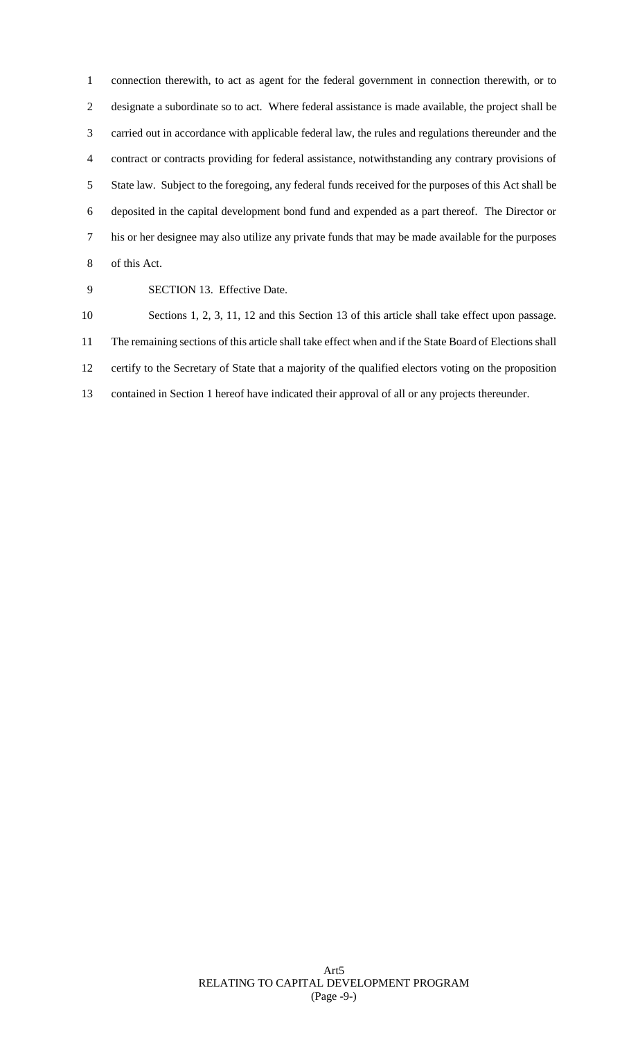connection therewith, to act as agent for the federal government in connection therewith, or to designate a subordinate so to act. Where federal assistance is made available, the project shall be carried out in accordance with applicable federal law, the rules and regulations thereunder and the contract or contracts providing for federal assistance, notwithstanding any contrary provisions of State law. Subject to the foregoing, any federal funds received for the purposes of this Act shall be deposited in the capital development bond fund and expended as a part thereof. The Director or his or her designee may also utilize any private funds that may be made available for the purposes of this Act.

SECTION 13. Effective Date.

Sections 1, 2, 3, 11, 12 and this Section 13 of this article shall take effect upon passage. The remaining sections of this article shall take effect when and if the State Board of Elections shall certify to the Secretary of State that a majority of the qualified electors voting on the proposition contained in Section 1 hereof have indicated their approval of all or any projects thereunder.